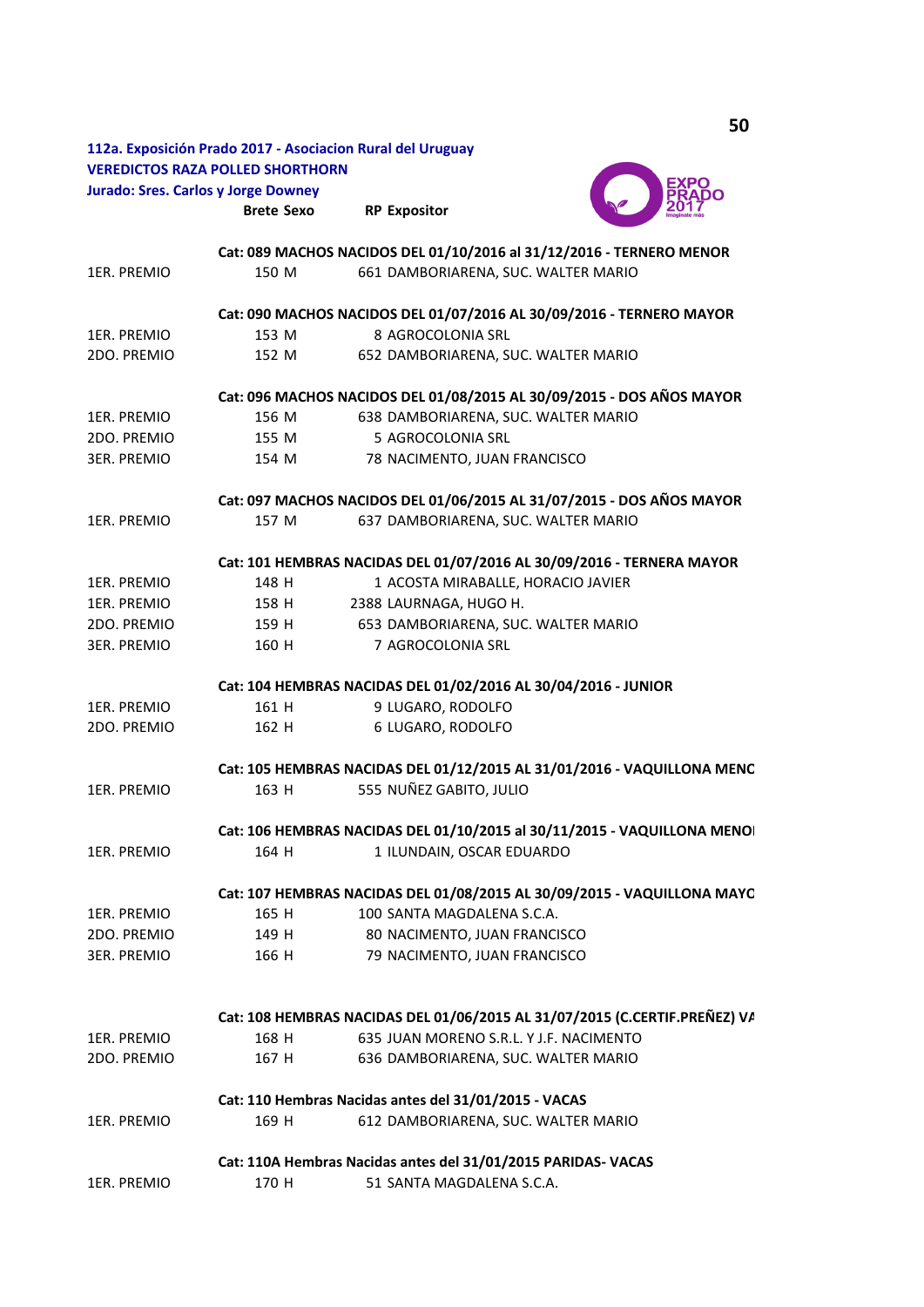**112a. Exposición Prado 2017 - Asociacion Rural del Uruguay**
**VEREDICTOS RAZA POLLED SHORTHORN**
**Jurado: Sres. Carlos y Jorge Downey**

| | Brete | Sexo | RP | Expositor |
|---|---|---|---|---|
| | **Cat: 089 MACHOS NACIDOS DEL 01/10/2016 al 31/12/2016 - TERNERO MENOR** | | | |
| 1ER. PREMIO | 150 | M | 661 | DAMBORIARENA, SUC. WALTER MARIO |
| | **Cat: 090 MACHOS NACIDOS DEL 01/07/2016 AL 30/09/2016 - TERNERO MAYOR** | | | |
| 1ER. PREMIO | 153 | M | 8 | AGROCOLONIA SRL |
| 2DO. PREMIO | 152 | M | 652 | DAMBORIARENA, SUC. WALTER MARIO |
| | **Cat: 096 MACHOS NACIDOS DEL 01/08/2015 AL 30/09/2015 - DOS AÑOS MAYOR** | | | |
| 1ER. PREMIO | 156 | M | 638 | DAMBORIARENA, SUC. WALTER MARIO |
| 2DO. PREMIO | 155 | M | 5 | AGROCOLONIA SRL |
| 3ER. PREMIO | 154 | M | 78 | NACIMENTO, JUAN FRANCISCO |
| | **Cat: 097 MACHOS NACIDOS DEL 01/06/2015 AL 31/07/2015 - DOS AÑOS MAYOR** | | | |
| 1ER. PREMIO | 157 | M | 637 | DAMBORIARENA, SUC. WALTER MARIO |
| | **Cat: 101 HEMBRAS NACIDAS DEL 01/07/2016 AL 30/09/2016 - TERNERA MAYOR** | | | |
| 1ER. PREMIO | 148 | H | 1 | ACOSTA MIRABALLE, HORACIO JAVIER |
| 1ER. PREMIO | 158 | H | 2388 | LAURNAGA, HUGO H. |
| 2DO. PREMIO | 159 | H | 653 | DAMBORIARENA, SUC. WALTER MARIO |
| 3ER. PREMIO | 160 | H | 7 | AGROCOLONIA SRL |
| | **Cat: 104 HEMBRAS NACIDAS DEL 01/02/2016 AL 30/04/2016 - JUNIOR** | | | |
| 1ER. PREMIO | 161 | H | 9 | LUGARO, RODOLFO |
| 2DO. PREMIO | 162 | H | 6 | LUGARO, RODOLFO |
| | **Cat: 105 HEMBRAS NACIDAS DEL 01/12/2015 AL 31/01/2016 - VAQUILLONA MENC** | | | |
| 1ER. PREMIO | 163 | H | 555 | NUÑEZ GABITO, JULIO |
| | **Cat: 106 HEMBRAS NACIDAS DEL 01/10/2015 al 30/11/2015 - VAQUILLONA MENOI** | | | |
| 1ER. PREMIO | 164 | H | 1 | ILUNDAIN, OSCAR EDUARDO |
| | **Cat: 107 HEMBRAS NACIDAS DEL 01/08/2015 AL 30/09/2015 - VAQUILLONA MAYC** | | | |
| 1ER. PREMIO | 165 | H | 100 | SANTA MAGDALENA S.C.A. |
| 2DO. PREMIO | 149 | H | 80 | NACIMENTO, JUAN FRANCISCO |
| 3ER. PREMIO | 166 | H | 79 | NACIMENTO, JUAN FRANCISCO |
| | **Cat: 108 HEMBRAS NACIDAS DEL 01/06/2015 AL 31/07/2015 (C.CERTIF.PREÑEZ) VA** | | | |
| 1ER. PREMIO | 168 | H | 635 | JUAN MORENO S.R.L. Y J.F. NACIMENTO |
| 2DO. PREMIO | 167 | H | 636 | DAMBORIARENA, SUC. WALTER MARIO |
| | **Cat: 110 Hembras Nacidas antes del 31/01/2015 - VACAS** | | | |
| 1ER. PREMIO | 169 | H | 612 | DAMBORIARENA, SUC. WALTER MARIO |
| | **Cat: 110A Hembras Nacidas antes del 31/01/2015 PARIDAS- VACAS** | | | |
| 1ER. PREMIO | 170 | H | 51 | SANTA MAGDALENA S.C.A. |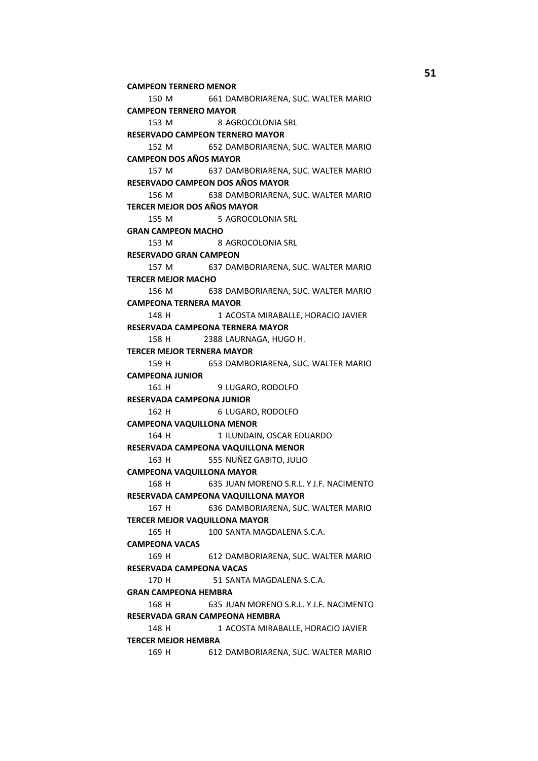**CAMPEON TERNERO MENOR**

150 M 661 DAMBORIARENA, SUC. WALTER MARIO

**CAMPEON TERNERO MAYOR**

153 M 8 AGROCOLONIA SRL

**RESERVADO CAMPEON TERNERO MAYOR**

152 M 652 DAMBORIARENA, SUC. WALTER MARIO

**CAMPEON DOS AÑOS MAYOR**

157 M 637 DAMBORIARENA, SUC. WALTER MARIO

**RESERVADO CAMPEON DOS AÑOS MAYOR**

156 M 638 DAMBORIARENA, SUC. WALTER MARIO

**TERCER MEJOR DOS AÑOS MAYOR**

155 M 5 AGROCOLONIA SRL

**GRAN CAMPEON MACHO**

153 M 8 AGROCOLONIA SRL

**RESERVADO GRAN CAMPEON**

157 M 637 DAMBORIARENA, SUC. WALTER MARIO

**TERCER MEJOR MACHO**

156 M 638 DAMBORIARENA, SUC. WALTER MARIO

**CAMPEONA TERNERA MAYOR**

148 H 1 ACOSTA MIRABALLE, HORACIO JAVIER

**RESERVADA CAMPEONA TERNERA MAYOR**

158 H 2388 LAURNAGA, HUGO H.

**TERCER MEJOR TERNERA MAYOR**

159 H 653 DAMBORIARENA, SUC. WALTER MARIO

**CAMPEONA JUNIOR**

161 H 9 LUGARO, RODOLFO

**RESERVADA CAMPEONA JUNIOR**

162 H 6 LUGARO, RODOLFO

**CAMPEONA VAQUILLONA MENOR**

164 H 1 ILUNDAIN, OSCAR EDUARDO

**RESERVADA CAMPEONA VAQUILLONA MENOR**

163 H 555 NUÑEZ GABITO, JULIO

**CAMPEONA VAQUILLONA MAYOR**

168 H 635 JUAN MORENO S.R.L. Y J.F. NACIMENTO

**RESERVADA CAMPEONA VAQUILLONA MAYOR**

167 H 636 DAMBORIARENA, SUC. WALTER MARIO

**TERCER MEJOR VAQUILLONA MAYOR**

165 H 100 SANTA MAGDALENA S.C.A.

**CAMPEONA VACAS**

169 H 612 DAMBORIARENA, SUC. WALTER MARIO

**RESERVADA CAMPEONA VACAS**

170 H 51 SANTA MAGDALENA S.C.A.

**GRAN CAMPEONA HEMBRA**

168 H 635 JUAN MORENO S.R.L. Y J.F. NACIMENTO

**RESERVADA GRAN CAMPEONA HEMBRA**

148 H 1 ACOSTA MIRABALLE, HORACIO JAVIER

**TERCER MEJOR HEMBRA**

169 H 612 DAMBORIARENA, SUC. WALTER MARIO